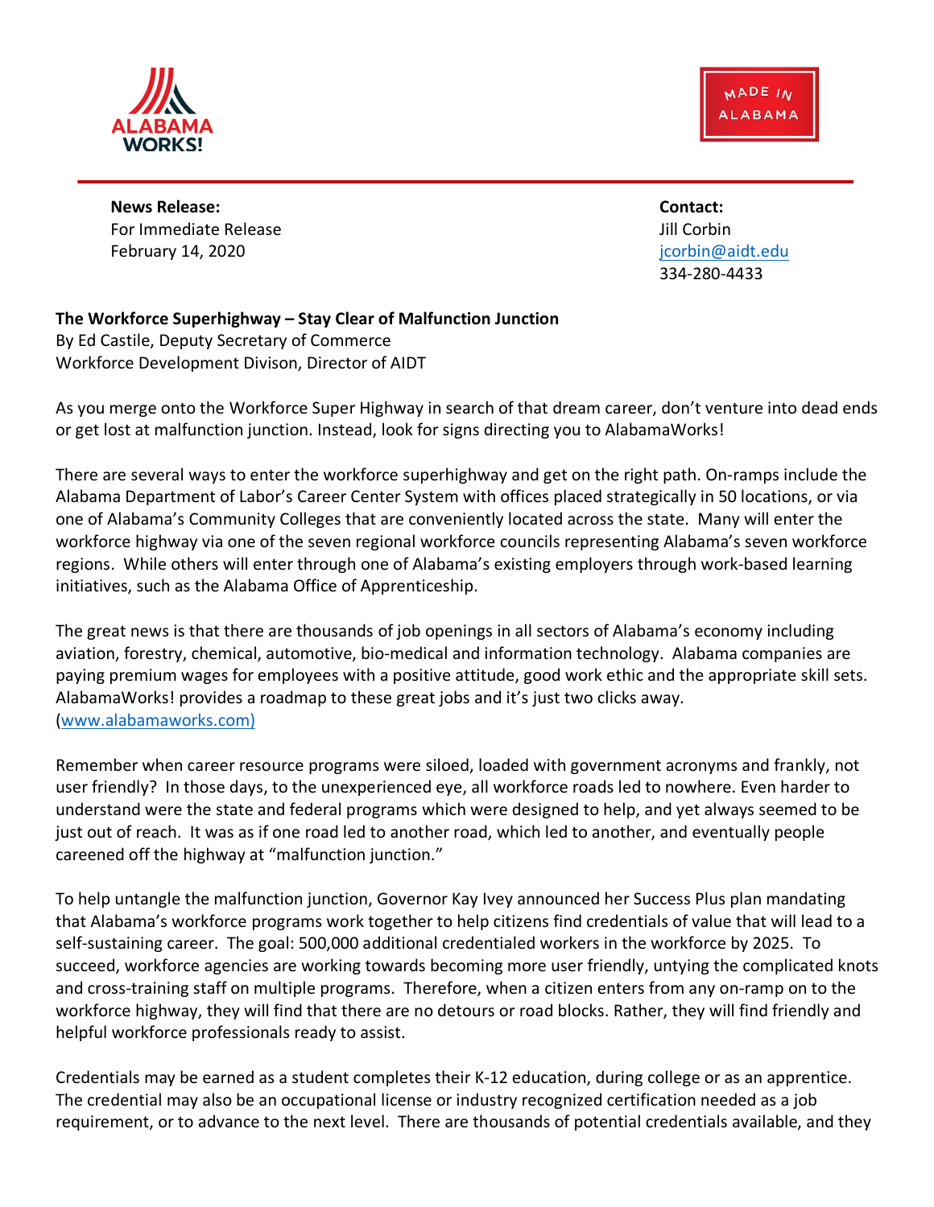ALABAMA WORKS!

MADE IN ALABAMA

**News Release:**
For Immediate Release
February 14, 2020

**Contact:**
Jill Corbin
jcorbin@aidt.edu
334-280-4433

**The Workforce Superhighway – Stay Clear of Malfunction Junction**
By Ed Castile, Deputy Secretary of Commerce
Workforce Development Divison, Director of AIDT

As you merge onto the Workforce Super Highway in search of that dream career, don't venture into dead ends or get lost at malfunction junction. Instead, look for signs directing you to AlabamaWorks!

There are several ways to enter the workforce superhighway and get on the right path. On-ramps include the Alabama Department of Labor's Career Center System with offices placed strategically in 50 locations, or via one of Alabama's Community Colleges that are conveniently located across the state. Many will enter the workforce highway via one of the seven regional workforce councils representing Alabama's seven workforce regions. While others will enter through one of Alabama's existing employers through work-based learning initiatives, such as the Alabama Office of Apprenticeship.

The great news is that there are thousands of job openings in all sectors of Alabama's economy including aviation, forestry, chemical, automotive, bio-medical and information technology. Alabama companies are paying premium wages for employees with a positive attitude, good work ethic and the appropriate skill sets. AlabamaWorks! provides a roadmap to these great jobs and it's just two clicks away. (www.alabamaworks.com)

Remember when career resource programs were siloed, loaded with government acronyms and frankly, not user friendly? In those days, to the unexperienced eye, all workforce roads led to nowhere. Even harder to understand were the state and federal programs which were designed to help, and yet always seemed to be just out of reach. It was as if one road led to another road, which led to another, and eventually people careened off the highway at "malfunction junction."

To help untangle the malfunction junction, Governor Kay Ivey announced her Success Plus plan mandating that Alabama's workforce programs work together to help citizens find credentials of value that will lead to a self-sustaining career. The goal: 500,000 additional credentialed workers in the workforce by 2025. To succeed, workforce agencies are working towards becoming more user friendly, untying the complicated knots and cross-training staff on multiple programs. Therefore, when a citizen enters from any on-ramp on to the workforce highway, they will find that there are no detours or road blocks. Rather, they will find friendly and helpful workforce professionals ready to assist.

Credentials may be earned as a student completes their K-12 education, during college or as an apprentice. The credential may also be an occupational license or industry recognized certification needed as a job requirement, or to advance to the next level. There are thousands of potential credentials available, and they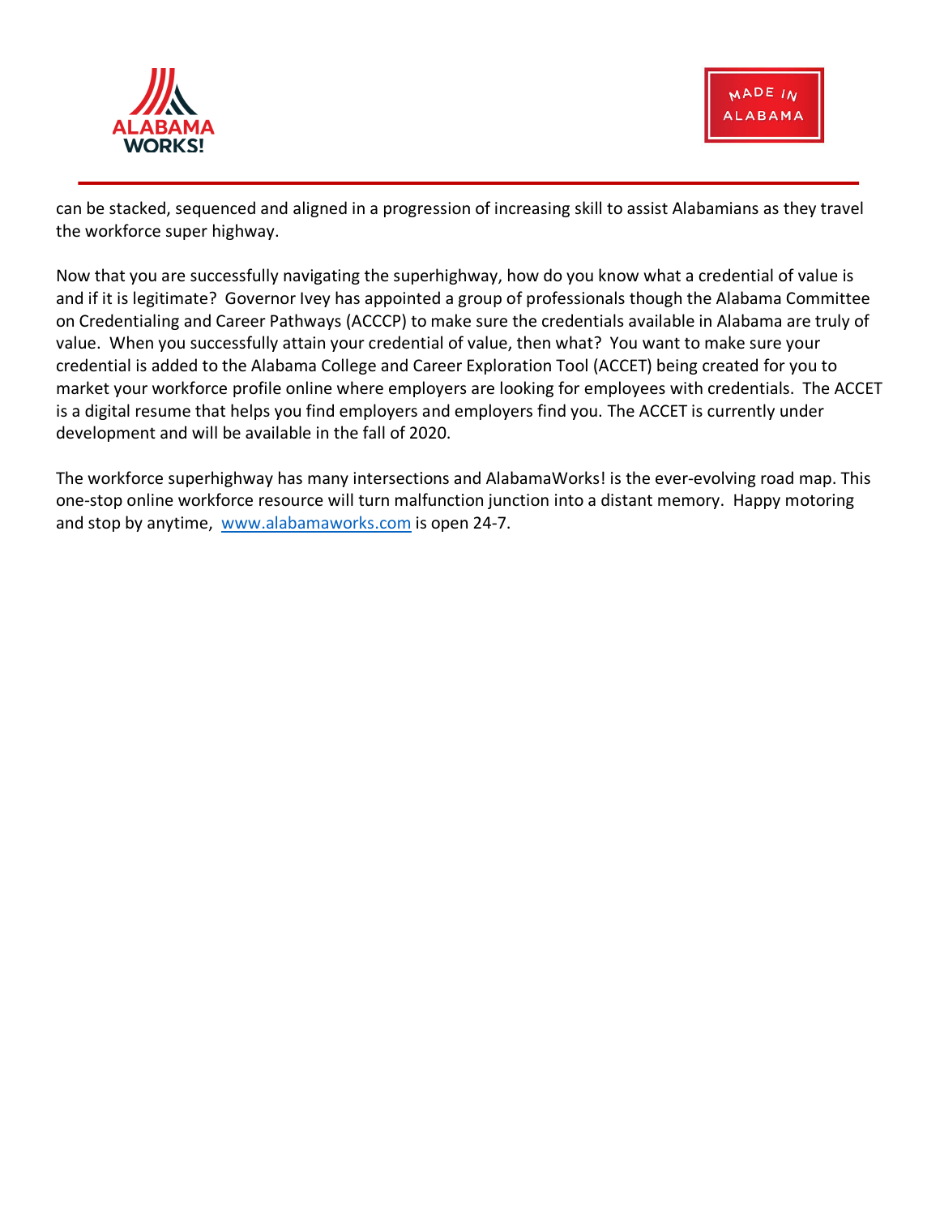can be stacked, sequenced and aligned in a progression of increasing skill to assist Alabamians as they travel the workforce super highway.

Now that you are successfully navigating the superhighway, how do you know what a credential of value is and if it is legitimate? Governor Ivey has appointed a group of professionals though the Alabama Committee on Credentialing and Career Pathways (ACCCP) to make sure the credentials available in Alabama are truly of value. When you successfully attain your credential of value, then what? You want to make sure your credential is added to the Alabama College and Career Exploration Tool (ACCET) being created for you to market your workforce profile online where employers are looking for employees with credentials. The ACCET is a digital resume that helps you find employers and employers find you. The ACCET is currently under development and will be available in the fall of 2020.

The workforce superhighway has many intersections and AlabamaWorks! is the ever-evolving road map. This one-stop online workforce resource will turn malfunction junction into a distant memory. Happy motoring and stop by anytime, [www.alabamaworks.com](http://www.alabamaworks.com) is open 24-7.